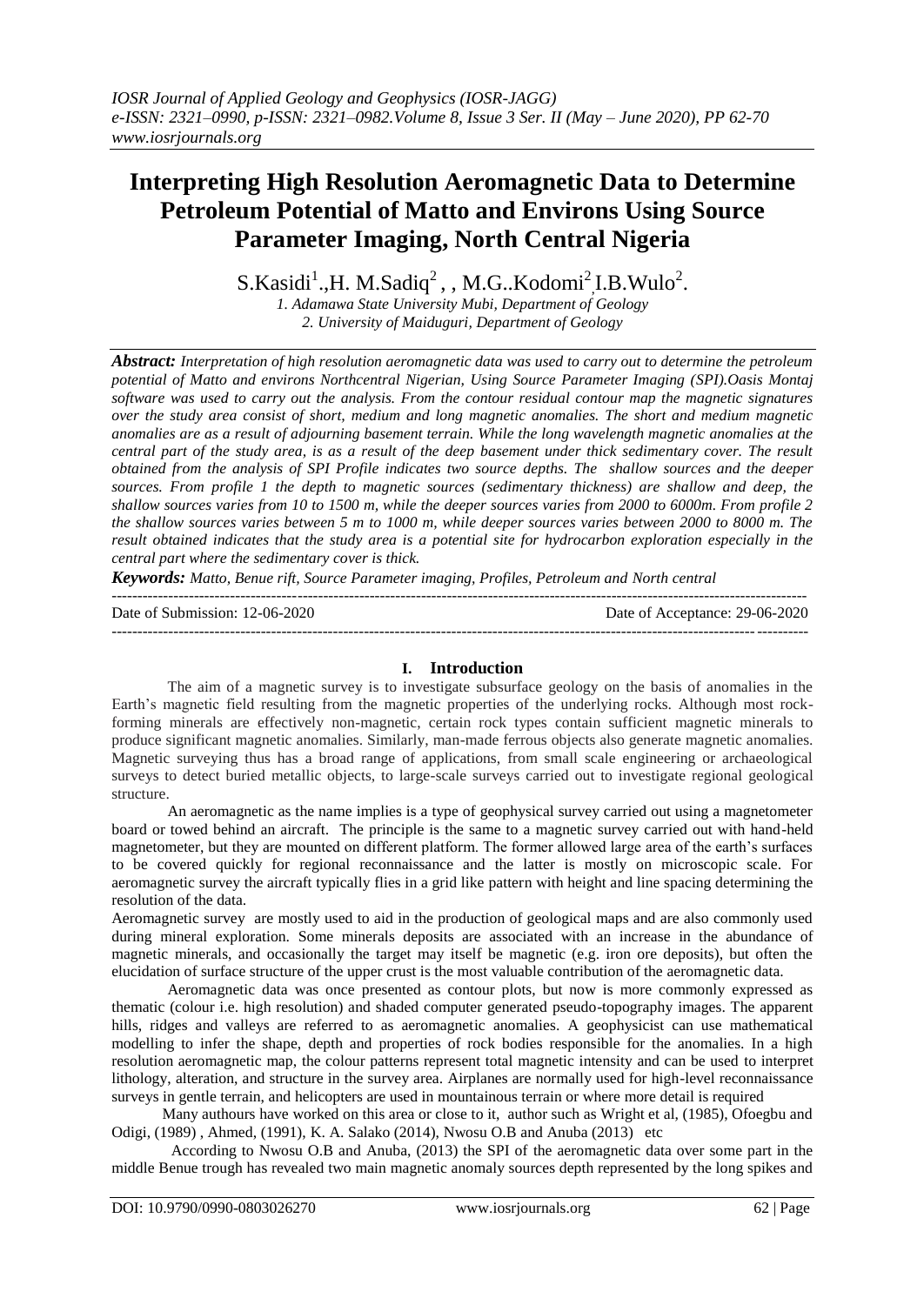# Interpreting High Resolution Aeromagnetic Data to Determine Petroleum Potential of Matto and Environs Using Source Parameter Imaging, North Central Nigeria

S.Kasidi[1].,H. M.Sadiq[2] , , M.G..Kodomi[2],I.B.Wulo[2].

*1. Adamawa State University Mubi, Department of Geology*
*2. University of Maiduguri, Department of Geology*

***Abstract:** Interpretation of high resolution aeromagnetic data was used to carry out to determine the petroleum potential of Matto and environs Northcentral Nigerian, Using Source Parameter Imaging (SPI).Oasis Montaj software was used to carry out the analysis. From the contour residual contour map the magnetic signatures over the study area consist of short, medium and long magnetic anomalies. The short and medium magnetic anomalies are as a result of adjourning basement terrain. While the long wavelength magnetic anomalies at the central part of the study area, is as a result of the deep basement under thick sedimentary cover. The result obtained from the analysis of SPI Profile indicates two source depths. The shallow sources and the deeper sources. From profile 1 the depth to magnetic sources (sedimentary thickness) are shallow and deep, the shallow sources varies from 10 to 1500 m, while the deeper sources varies from 2000 to 6000m. From profile 2 the shallow sources varies between 5 m to 1000 m, while deeper sources varies between 2000 to 8000 m. The result obtained indicates that the study area is a potential site for hydrocarbon exploration especially in the central part where the sedimentary cover is thick.*

***Keywords:** Matto, Benue rift, Source Parameter imaging, Profiles, Petroleum and North central*

Date of Submission: 12-06-2020 | Date of Acceptance: 29-06-2020

## I. Introduction

The aim of a magnetic survey is to investigate subsurface geology on the basis of anomalies in the Earth's magnetic field resulting from the magnetic properties of the underlying rocks. Although most rock-forming minerals are effectively non-magnetic, certain rock types contain sufficient magnetic minerals to produce significant magnetic anomalies. Similarly, man-made ferrous objects also generate magnetic anomalies. Magnetic surveying thus has a broad range of applications, from small scale engineering or archaeological surveys to detect buried metallic objects, to large-scale surveys carried out to investigate regional geological structure.

An aeromagnetic as the name implies is a type of geophysical survey carried out using a magnetometer board or towed behind an aircraft. The principle is the same to a magnetic survey carried out with hand-held magnetometer, but they are mounted on different platform. The former allowed large area of the earth's surfaces to be covered quickly for regional reconnaissance and the latter is mostly on microscopic scale. For aeromagnetic survey the aircraft typically flies in a grid like pattern with height and line spacing determining the resolution of the data.

Aeromagnetic survey are mostly used to aid in the production of geological maps and are also commonly used during mineral exploration. Some minerals deposits are associated with an increase in the abundance of magnetic minerals, and occasionally the target may itself be magnetic (e.g. iron ore deposits), but often the elucidation of surface structure of the upper crust is the most valuable contribution of the aeromagnetic data.

Aeromagnetic data was once presented as contour plots, but now is more commonly expressed as thematic (colour i.e. high resolution) and shaded computer generated pseudo-topography images. The apparent hills, ridges and valleys are referred to as aeromagnetic anomalies. A geophysicist can use mathematical modelling to infer the shape, depth and properties of rock bodies responsible for the anomalies. In a high resolution aeromagnetic map, the colour patterns represent total magnetic intensity and can be used to interpret lithology, alteration, and structure in the survey area. Airplanes are normally used for high-level reconnaissance surveys in gentle terrain, and helicopters are used in mountainous terrain or where more detail is required

Many authours have worked on this area or close to it, author such as Wright et al, (1985), Ofoegbu and Odigi, (1989) , Ahmed, (1991), K. A. Salako (2014), Nwosu O.B and Anuba (2013) etc

According to Nwosu O.B and Anuba, (2013) the SPI of the aeromagnetic data over some part in the middle Benue trough has revealed two main magnetic anomaly sources depth represented by the long spikes and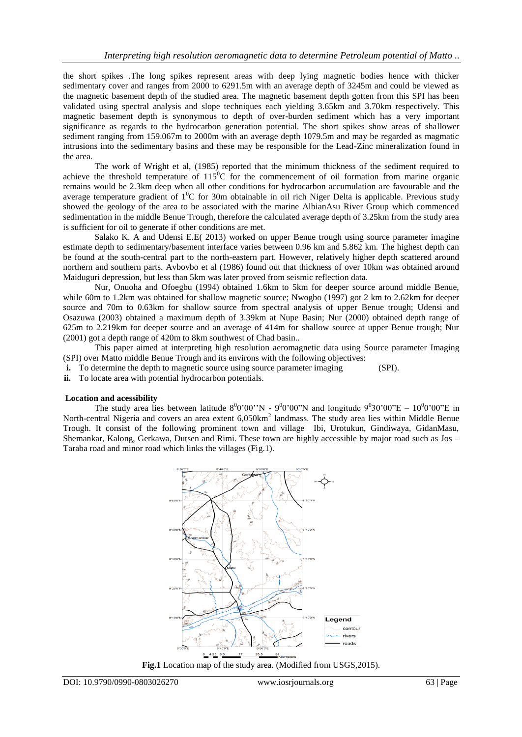the short spikes .The long spikes represent areas with deep lying magnetic bodies hence with thicker sedimentary cover and ranges from 2000 to 6291.5m with an average depth of 3245m and could be viewed as the magnetic basement depth of the studied area. The magnetic basement depth gotten from this SPI has been validated using spectral analysis and slope techniques each yielding 3.65km and 3.70km respectively. This magnetic basement depth is synonymous to depth of over-burden sediment which has a very important significance as regards to the hydrocarbon generation potential. The short spikes show areas of shallower sediment ranging from 159.067m to 2000m with an average depth 1079.5m and may be regarded as magmatic intrusions into the sedimentary basins and these may be responsible for the Lead-Zinc mineralization found in the area.

The work of Wright et al, (1985) reported that the minimum thickness of the sediment required to achieve the threshold temperature of $115^0$C for the commencement of oil formation from marine organic remains would be 2.3km deep when all other conditions for hydrocarbon accumulation are favourable and the average temperature gradient of $1^0$C for 30m obtainable in oil rich Niger Delta is applicable. Previous study showed the geology of the area to be associated with the marine AlbianAsu River Group which commenced sedimentation in the middle Benue Trough, therefore the calculated average depth of 3.25km from the study area is sufficient for oil to generate if other conditions are met.

Salako K. A and Udensi E.E( 2013) worked on upper Benue trough using source parameter imagine estimate depth to sedimentary/basement interface varies between 0.96 km and 5.862 km. The highest depth can be found at the south-central part to the north-eastern part. However, relatively higher depth scattered around northern and southern parts. Avbovbo et al (1986) found out that thickness of over 10km was obtained around Maiduguri depression, but less than 5km was later proved from seismic reflection data.

Nur, Onuoha and Ofoegbu (1994) obtained 1.6km to 5km for deeper source around middle Benue, while 60m to 1.2km was obtained for shallow magnetic source; Nwogbo (1997) got 2 km to 2.62km for deeper source and 70m to 0.63km for shallow source from spectral analysis of upper Benue trough; Udensi and Osazuwa (2003) obtained a maximum depth of 3.39km at Nupe Basin; Nur (2000) obtained depth range of 625m to 2.219km for deeper source and an average of 414m for shallow source at upper Benue trough; Nur (2001) got a depth range of 420m to 8km southwest of Chad basin..

This paper aimed at interpreting high resolution aeromagnetic data using Source parameter Imaging (SPI) over Matto middle Benue Trough and its environs with the following objectives:

- **i.** To determine the depth to magnetic source using source parameter imaging (SPI).
- **ii.** To locate area with potential hydrocarbon potentials.

**Location and acessibility**

The study area lies between latitude $8^0$0'00''N - $9^0$0'00"N and longitude $9^0$30'00"E – $10^0$0'00"E in North-central Nigeria and covers an area extent 6,050km$^2$ landmass. The study area lies within Middle Benue Trough. It consist of the following prominent town and village Ibi, Urotukun, Gindiwaya, GidanMasu, Shemankar, Kalong, Gerkawa, Dutsen and Rimi. These town are highly accessible by major road such as Jos – Taraba road and minor road which links the villages (Fig.1).

**Fig.1** Location map of the study area. (Modified from USGS,2015).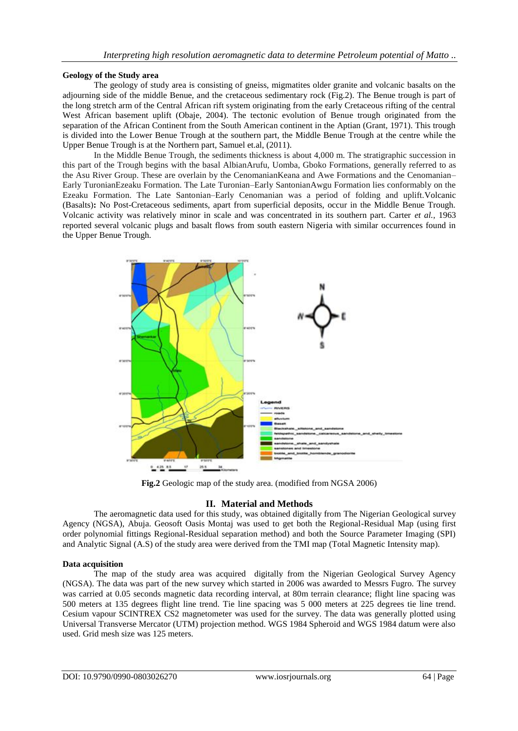#### Geology of the Study area

The geology of study area is consisting of gneiss, migmatites older granite and volcanic basalts on the adjourning side of the middle Benue, and the cretaceous sedimentary rock (Fig.2). The Benue trough is part of the long stretch arm of the Central African rift system originating from the early Cretaceous rifting of the central West African basement uplift (Obaje, 2004). The tectonic evolution of Benue trough originated from the separation of the African Continent from the South American continent in the Aptian (Grant, 1971). This trough is divided into the Lower Benue Trough at the southern part, the Middle Benue Trough at the centre while the Upper Benue Trough is at the Northern part, Samuel et.al, (2011).

In the Middle Benue Trough, the sediments thickness is about 4,000 m. The stratigraphic succession in this part of the Trough begins with the basal AlbianArufu, Uomba, Gboko Formations, generally referred to as the Asu River Group. These are overlain by the CenomanianKeana and Awe Formations and the Cenomanian–Early TuronianEzeaku Formation. The Late Turonian–Early SantonianAwgu Formation lies conformably on the Ezeaku Formation. The Late Santonian–Early Cenomanian was a period of folding and uplift.Volcanic (Basalts)**:** No Post-Cretaceous sediments, apart from superficial deposits, occur in the Middle Benue Trough. Volcanic activity was relatively minor in scale and was concentrated in its southern part. Carter *et al.,* 1963 reported several volcanic plugs and basalt flows from south eastern Nigeria with similar occurrences found in the Upper Benue Trough.

**Fig.2** Geologic map of the study area. (modified from NGSA 2006)

## II. Material and Methods

The aeromagnetic data used for this study, was obtained digitally from The Nigerian Geological survey Agency (NGSA), Abuja. Geosoft Oasis Montaj was used to get both the Regional-Residual Map (using first order polynomial fittings Regional-Residual separation method) and both the Source Parameter Imaging (SPI) and Analytic Signal (A.S) of the study area were derived from the TMI map (Total Magnetic Intensity map).

#### Data acquisition

The map of the study area was acquired digitally from the Nigerian Geological Survey Agency (NGSA). The data was part of the new survey which started in 2006 was awarded to Messrs Fugro. The survey was carried at 0.05 seconds magnetic data recording interval, at 80m terrain clearance; flight line spacing was 500 meters at 135 degrees flight line trend. Tie line spacing was 5 000 meters at 225 degrees tie line trend. Cesium vapour SCINTREX CS2 magnetometer was used for the survey. The data was generally plotted using Universal Transverse Mercator (UTM) projection method. WGS 1984 Spheroid and WGS 1984 datum were also used. Grid mesh size was 125 meters.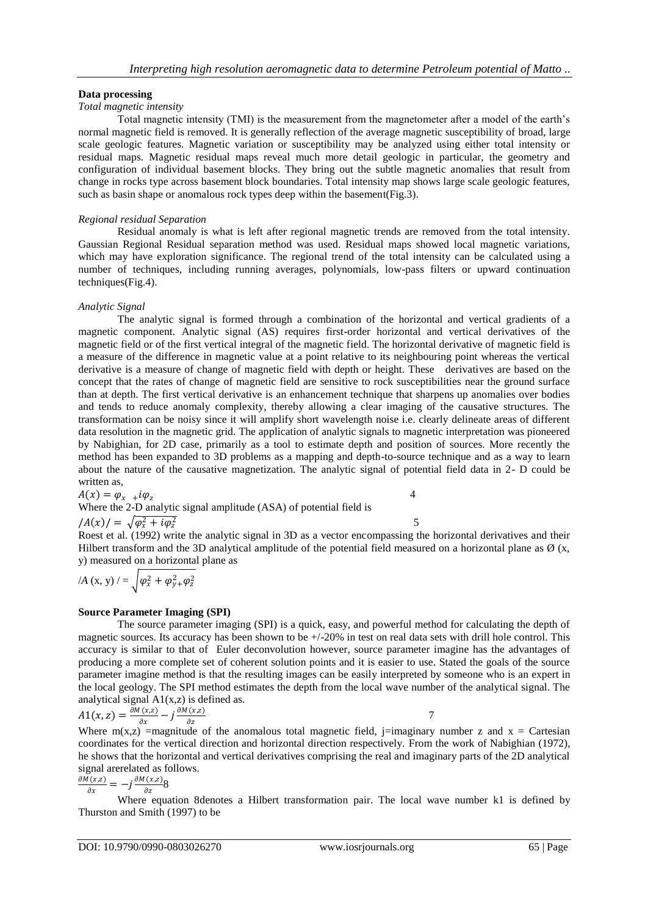## Data processing

*Total magnetic intensity*

Total magnetic intensity (TMI) is the measurement from the magnetometer after a model of the earth's normal magnetic field is removed. It is generally reflection of the average magnetic susceptibility of broad, large scale geologic features. Magnetic variation or susceptibility may be analyzed using either total intensity or residual maps. Magnetic residual maps reveal much more detail geologic in particular, the geometry and configuration of individual basement blocks. They bring out the subtle magnetic anomalies that result from change in rocks type across basement block boundaries. Total intensity map shows large scale geologic features, such as basin shape or anomalous rock types deep within the basement(Fig.3).

*Regional residual Separation*

Residual anomaly is what is left after regional magnetic trends are removed from the total intensity. Gaussian Regional Residual separation method was used. Residual maps showed local magnetic variations, which may have exploration significance. The regional trend of the total intensity can be calculated using a number of techniques, including running averages, polynomials, low-pass filters or upward continuation techniques(Fig.4).

*Analytic Signal*

The analytic signal is formed through a combination of the horizontal and vertical gradients of a magnetic component. Analytic signal (AS) requires first-order horizontal and vertical derivatives of the magnetic field or of the first vertical integral of the magnetic field. The horizontal derivative of magnetic field is a measure of the difference in magnetic value at a point relative to its neighbouring point whereas the vertical derivative is a measure of change of magnetic field with depth or height. These derivatives are based on the concept that the rates of change of magnetic field are sensitive to rock susceptibilities near the ground surface than at depth. The first vertical derivative is an enhancement technique that sharpens up anomalies over bodies and tends to reduce anomaly complexity, thereby allowing a clear imaging of the causative structures. The transformation can be noisy since it will amplify short wavelength noise i.e. clearly delineate areas of different data resolution in the magnetic grid. The application of analytic signals to magnetic interpretation was pioneered by Nabighian, for 2D case, primarily as a tool to estimate depth and position of sources. More recently the method has been expanded to 3D problems as a mapping and depth-to-source technique and as a way to learn about the nature of the causative magnetization. The analytic signal of potential field data in 2- D could be written as,

$$A(x) = \varphi_x + i\varphi_z \qquad 4$$

Where the 2-D analytic signal amplitude (ASA) of potential field is

$$/A(x)/ = \sqrt{\varphi_x^2 + i\varphi_z^2} \qquad 5$$

Roest et al. (1992) write the analytic signal in 3D as a vector encompassing the horizontal derivatives and their Hilbert transform and the 3D analytical amplitude of the potential field measured on a horizontal plane as Ø (x, y) measured on a horizontal plane as

$$/A\,(x, y)\,/ = \sqrt{\varphi_x^2 + \varphi_y^2 + \varphi_z^2}$$

## Source Parameter Imaging (SPI)

The source parameter imaging (SPI) is a quick, easy, and powerful method for calculating the depth of magnetic sources. Its accuracy has been shown to be +/-20% in test on real data sets with drill hole control. This accuracy is similar to that of Euler deconvolution however, source parameter imagine has the advantages of producing a more complete set of coherent solution points and it is easier to use. Stated the goals of the source parameter imagine method is that the resulting images can be easily interpreted by someone who is an expert in the local geology. The SPI method estimates the depth from the local wave number of the analytical signal. The analytical signal A1(x,z) is defined as.

$$A1(x,z) = \frac{\partial M(x,z)}{\partial x} - j\frac{\partial M(x,z)}{\partial z} \qquad 7$$

Where m(x,z) =magnitude of the anomalous total magnetic field, j=imaginary number z and x = Cartesian coordinates for the vertical direction and horizontal direction respectively. From the work of Nabighian (1972), he shows that the horizontal and vertical derivatives comprising the real and imaginary parts of the 2D analytical signal arerelated as follows.

$$\frac{\partial M(x,z)}{\partial x} = -j\frac{\partial M(x,z)}{\partial z} \qquad 8$$

Where equation 8denotes a Hilbert transformation pair. The local wave number k1 is defined by Thurston and Smith (1997) to be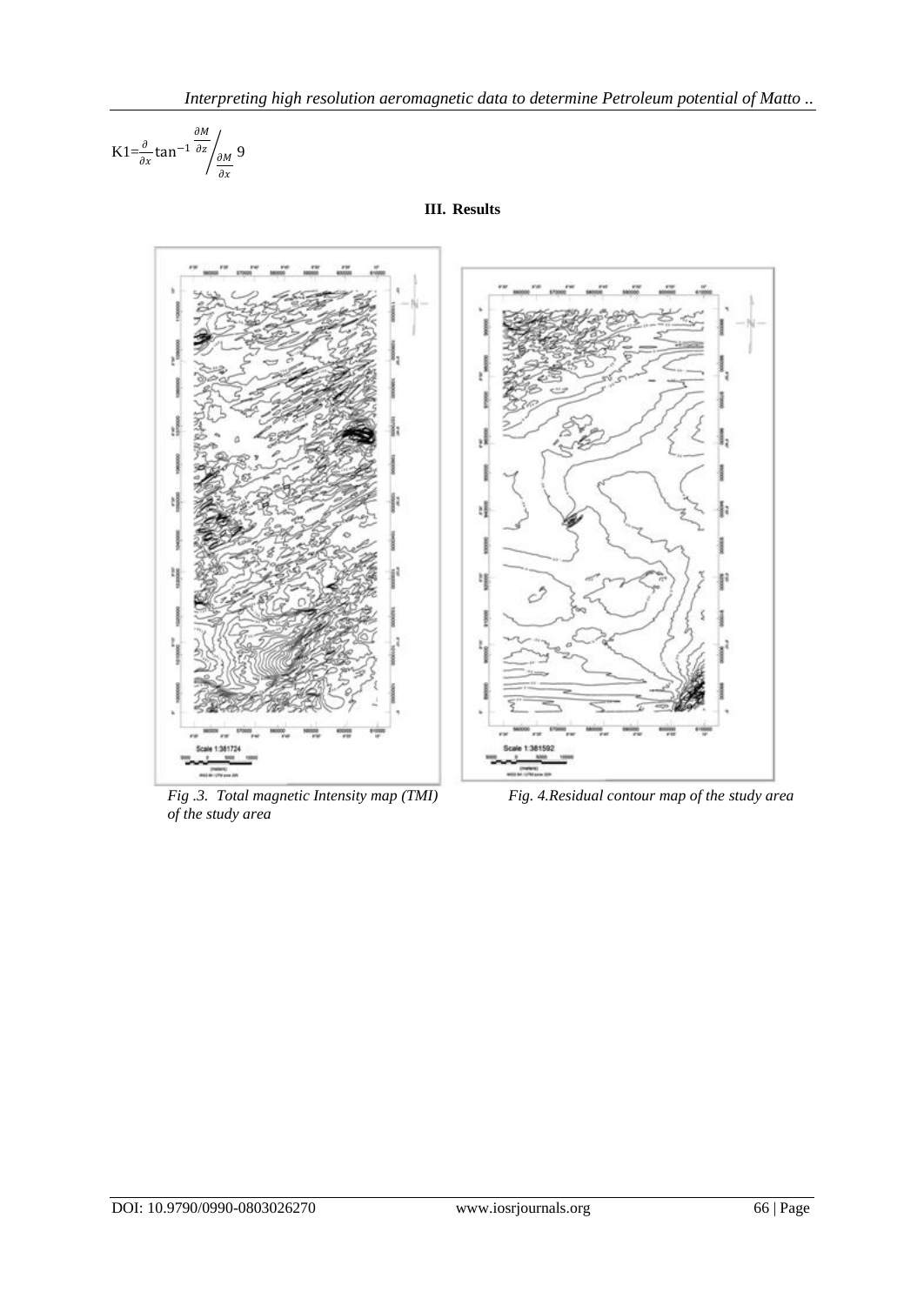$$K1=\frac{\partial}{\partial x}\tan^{-1}\frac{\partial M}{\partial z}\bigg/\frac{\partial M}{\partial x} \quad 9$$

## III. Results

*Fig .3. Total magnetic Intensity map (TMI) of the study area*

*Fig. 4.Residual contour map of the study area*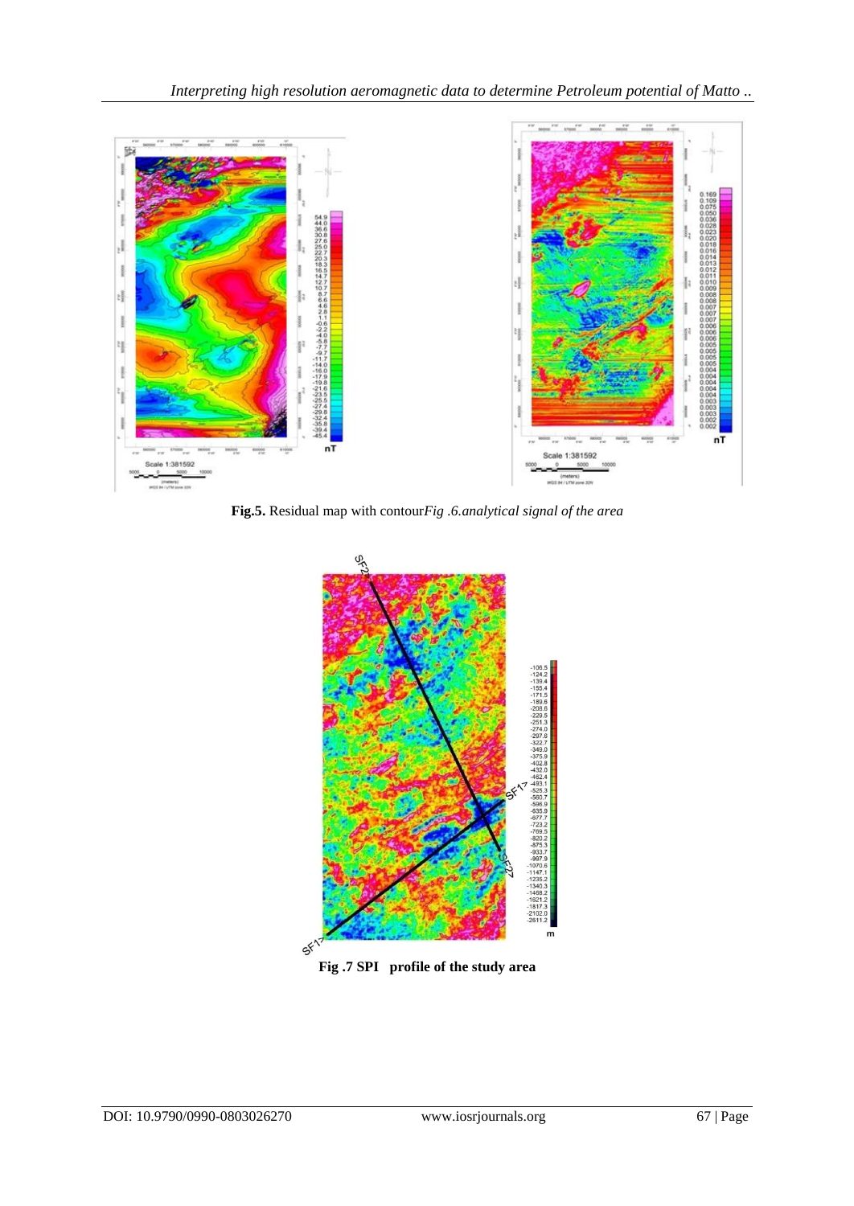**Fig.5.** Residual map with contour*Fig .6.analytical signal of the area*

**Fig .7 SPI profile of the study area**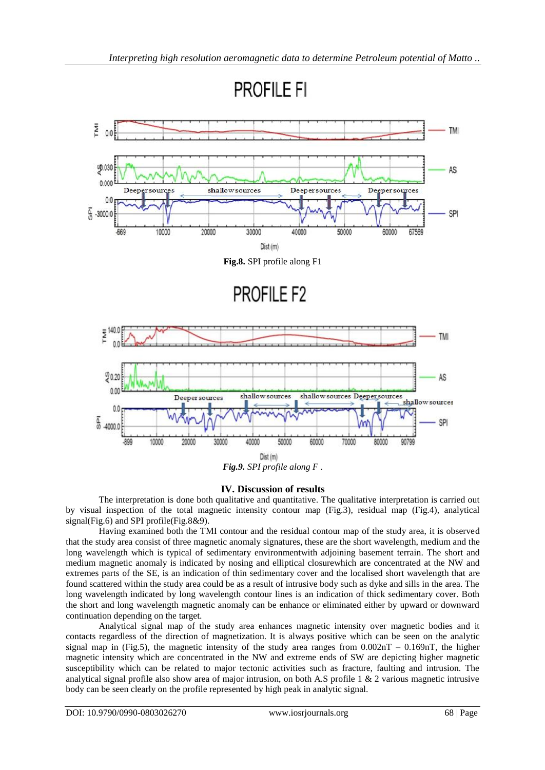PROFILE FI

**Fig.8.** SPI profile along F1

PROFILE F2

***Fig.9.*** *SPI profile along F .*

## IV. Discussion of results

The interpretation is done both qualitative and quantitative. The qualitative interpretation is carried out by visual inspection of the total magnetic intensity contour map (Fig.3), residual map (Fig.4), analytical signal(Fig.6) and SPI profile(Fig.8&9).

Having examined both the TMI contour and the residual contour map of the study area, it is observed that the study area consist of three magnetic anomaly signatures, these are the short wavelength, medium and the long wavelength which is typical of sedimentary environmentwith adjoining basement terrain. The short and medium magnetic anomaly is indicated by nosing and elliptical closurewhich are concentrated at the NW and extremes parts of the SE, is an indication of thin sedimentary cover and the localised short wavelength that are found scattered within the study area could be as a result of intrusive body such as dyke and sills in the area. The long wavelength indicated by long wavelength contour lines is an indication of thick sedimentary cover. Both the short and long wavelength magnetic anomaly can be enhance or eliminated either by upward or downward continuation depending on the target.

Analytical signal map of the study area enhances magnetic intensity over magnetic bodies and it contacts regardless of the direction of magnetization. It is always positive which can be seen on the analytic signal map in (Fig.5), the magnetic intensity of the study area ranges from 0.002nT – 0.169nT, the higher magnetic intensity which are concentrated in the NW and extreme ends of SW are depicting higher magnetic susceptibility which can be related to major tectonic activities such as fracture, faulting and intrusion. The analytical signal profile also show area of major intrusion, on both A.S profile 1 & 2 various magnetic intrusive body can be seen clearly on the profile represented by high peak in analytic signal.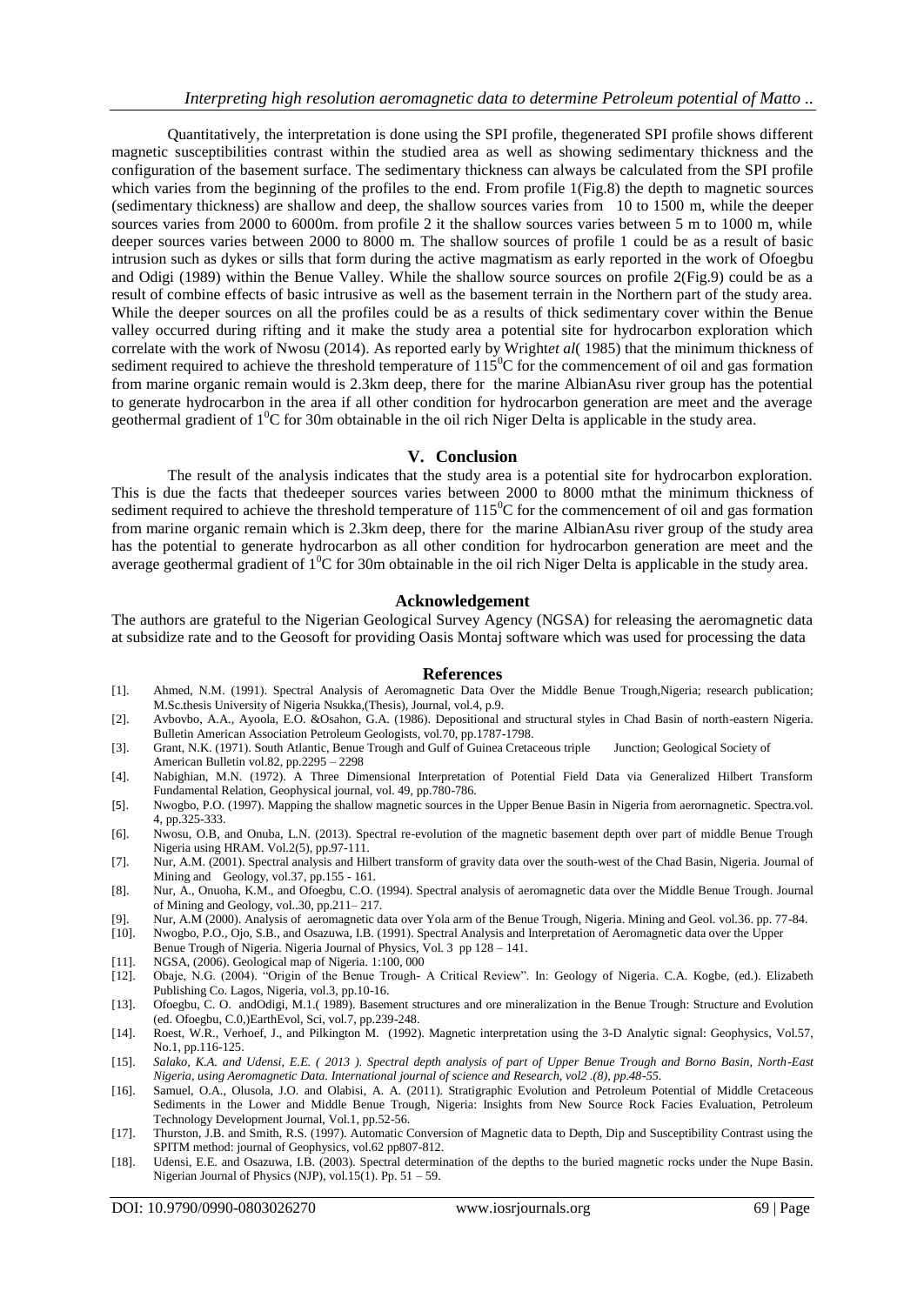Quantitatively, the interpretation is done using the SPI profile, thegenerated SPI profile shows different magnetic susceptibilities contrast within the studied area as well as showing sedimentary thickness and the configuration of the basement surface. The sedimentary thickness can always be calculated from the SPI profile which varies from the beginning of the profiles to the end. From profile 1(Fig.8) the depth to magnetic sources (sedimentary thickness) are shallow and deep, the shallow sources varies from 10 to 1500 m, while the deeper sources varies from 2000 to 6000m. from profile 2 it the shallow sources varies between 5 m to 1000 m, while deeper sources varies between 2000 to 8000 m. The shallow sources of profile 1 could be as a result of basic intrusion such as dykes or sills that form during the active magmatism as early reported in the work of Ofoegbu and Odigi (1989) within the Benue Valley. While the shallow source sources on profile 2(Fig.9) could be as a result of combine effects of basic intrusive as well as the basement terrain in the Northern part of the study area. While the deeper sources on all the profiles could be as a results of thick sedimentary cover within the Benue valley occurred during rifting and it make the study area a potential site for hydrocarbon exploration which correlate with the work of Nwosu (2014). As reported early by Wright*et al*( 1985) that the minimum thickness of sediment required to achieve the threshold temperature of $115^0$C for the commencement of oil and gas formation from marine organic remain would is 2.3km deep, there for the marine AlbianAsu river group has the potential to generate hydrocarbon in the area if all other condition for hydrocarbon generation are meet and the average geothermal gradient of $1^0$C for 30m obtainable in the oil rich Niger Delta is applicable in the study area.

## V. Conclusion

The result of the analysis indicates that the study area is a potential site for hydrocarbon exploration. This is due the facts that thedeeper sources varies between 2000 to 8000 mthat the minimum thickness of sediment required to achieve the threshold temperature of $115^0$C for the commencement of oil and gas formation from marine organic remain which is 2.3km deep, there for the marine AlbianAsu river group of the study area has the potential to generate hydrocarbon as all other condition for hydrocarbon generation are meet and the average geothermal gradient of $1^0$C for 30m obtainable in the oil rich Niger Delta is applicable in the study area.

## Acknowledgement

The authors are grateful to the Nigerian Geological Survey Agency (NGSA) for releasing the aeromagnetic data at subsidize rate and to the Geosoft for providing Oasis Montaj software which was used for processing the data

## References

[1]. Ahmed, N.M. (1991). Spectral Analysis of Aeromagnetic Data Over the Middle Benue Trough,Nigeria; research publication; M.Sc.thesis University of Nigeria Nsukka,(Thesis), Journal, vol.4, p.9.

[2]. Avbovbo, A.A., Ayoola, E.O. &Osahon, G.A. (1986). Depositional and structural styles in Chad Basin of north-eastern Nigeria. Bulletin American Association Petroleum Geologists, vol.70, pp.1787-1798.

[3]. Grant, N.K. (1971). South Atlantic, Benue Trough and Gulf of Guinea Cretaceous triple Junction; Geological Society of American Bulletin vol.82, pp.2295 – 2298

[4]. Nabighian, M.N. (1972). A Three Dimensional Interpretation of Potential Field Data via Generalized Hilbert Transform Fundamental Relation, Geophysical journal, vol. 49, pp.780-786.

[5]. Nwogbo, P.O. (1997). Mapping the shallow magnetic sources in the Upper Benue Basin in Nigeria from aerornagnetic. Spectra.vol. 4, pp.325-333.

[6]. Nwosu, O.B, and Onuba, L.N. (2013). Spectral re-evolution of the magnetic basement depth over part of middle Benue Trough Nigeria using HRAM. Vol.2(5), pp.97-111.

[7]. Nur, A.M. (2001). Spectral analysis and Hilbert transform of gravity data over the south-west of the Chad Basin, Nigeria. Journal of Mining and Geology, vol.37, pp.155 - 161.

[8]. Nur, A., Onuoha, K.M., and Ofoegbu, C.O. (1994). Spectral analysis of aeromagnetic data over the Middle Benue Trough. Journal of Mining and Geology, vol..30, pp.211– 217.

[9]. Nur, A.M (2000). Analysis of aeromagnetic data over Yola arm of the Benue Trough, Nigeria. Mining and Geol. vol.36. pp. 77-84.

[10]. Nwogbo, P.O., Ojo, S.B., and Osazuwa, I.B. (1991). Spectral Analysis and Interpretation of Aeromagnetic data over the Upper Benue Trough of Nigeria. Nigeria Journal of Physics, Vol. 3 pp 128 – 141.

[11]. NGSA, (2006). Geological map of Nigeria. 1:100, 000

[12]. Obaje, N.G. (2004). "Origin of the Benue Trough- A Critical Review". In: Geology of Nigeria. C.A. Kogbe, (ed.). Elizabeth Publishing Co. Lagos, Nigeria, vol.3, pp.10-16.

[13]. Ofoegbu, C. O. andOdigi, M.1.( 1989). Basement structures and ore mineralization in the Benue Trough: Structure and Evolution (ed. Ofoegbu, C.0,)EarthEvol, Sci, vol.7, pp.239-248.

[14]. Roest, W.R., Verhoef, J., and Pilkington M. (1992). Magnetic interpretation using the 3-D Analytic signal: Geophysics, Vol.57, No.1, pp.116-125.

[15]. *Salako, K.A. and Udensi, E.E. ( 2013 ). Spectral depth analysis of part of Upper Benue Trough and Borno Basin, North-East Nigeria, using Aeromagnetic Data. International journal of science and Research, vol2 .(8), pp.48-55.*

[16]. Samuel, O.A., Olusola, J.O. and Olabisi, A. A. (2011). Stratigraphic Evolution and Petroleum Potential of Middle Cretaceous Sediments in the Lower and Middle Benue Trough, Nigeria: Insights from New Source Rock Facies Evaluation, Petroleum Technology Development Journal, Vol.1, pp.52-56.

[17]. Thurston, J.B. and Smith, R.S. (1997). Automatic Conversion of Magnetic data to Depth, Dip and Susceptibility Contrast using the SPITM method: journal of Geophysics, vol.62 pp807-812.

[18]. Udensi, E.E. and Osazuwa, I.B. (2003). Spectral determination of the depths to the buried magnetic rocks under the Nupe Basin. Nigerian Journal of Physics (NJP), vol.15(1). Pp. 51 – 59.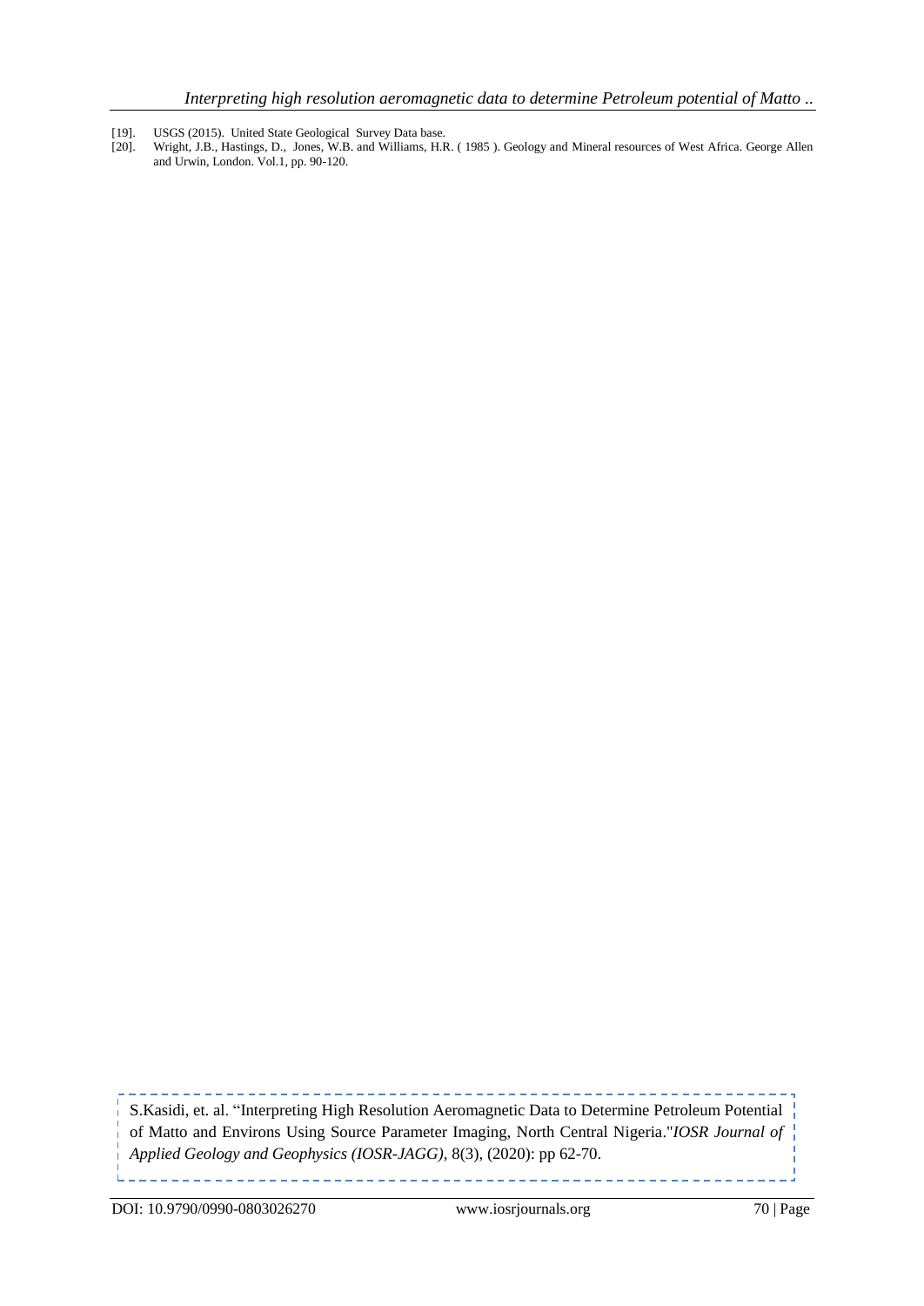[19]. USGS (2015). United State Geological Survey Data base.

[20]. Wright, J.B., Hastings, D., Jones, W.B. and Williams, H.R. ( 1985 ). Geology and Mineral resources of West Africa. George Allen and Urwin, London. Vol.1, pp. 90-120.

S.Kasidi, et. al. "Interpreting High Resolution Aeromagnetic Data to Determine Petroleum Potential of Matto and Environs Using Source Parameter Imaging, North Central Nigeria."*IOSR Journal of Applied Geology and Geophysics (IOSR-JAGG),* 8(3), (2020): pp 62-70.